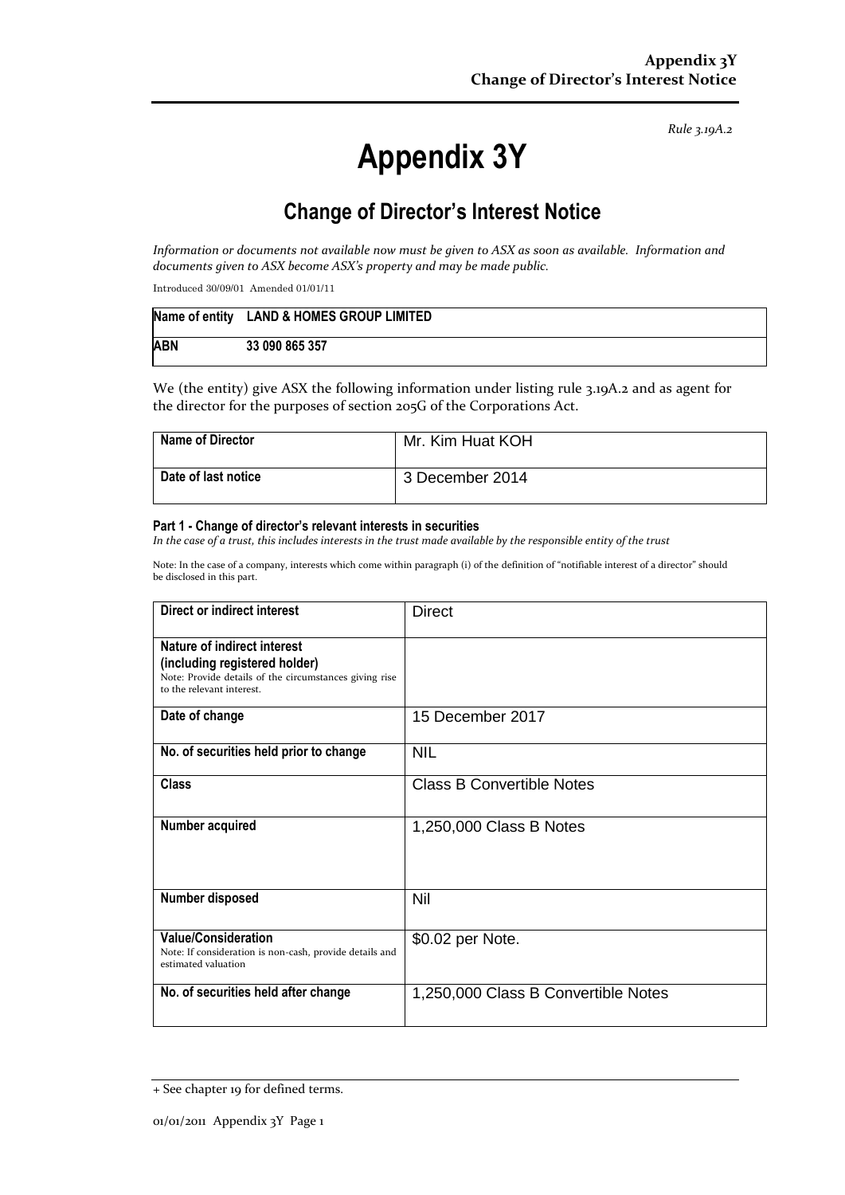*Rule 3.19A.2*

# Appendix 3Y

## Change of Director's Interest Notice

*Information or documents not available now must be given to ASX as soon as available. Information and documents given to ASX become ASX's property and may be made public.*

Introduced 30/09/01 Amended 01/01/11

| Name of entity | LAND & HOMES GROUP LIMITED |
|---|---|
| ABN | 33 090 865 357 |

We (the entity) give ASX the following information under listing rule 3.19A.2 and as agent for the director for the purposes of section 205G of the Corporations Act.

| Name of Director | Mr. Kim Huat KOH |
|---|---|
| Date of last notice | 3 December 2014 |

**Part 1 - Change of director's relevant interests in securities**
*In the case of a trust, this includes interests in the trust made available by the responsible entity of the trust*

Note: In the case of a company, interests which come within paragraph (i) of the definition of "notifiable interest of a director" should be disclosed in this part.

| Direct or indirect interest | Direct |
|---|---|
| **Nature of indirect interest (including registered holder)** Note: Provide details of the circumstances giving rise to the relevant interest. | |
| **Date of change** | 15 December 2017 |
| **No. of securities held prior to change** | NIL |
| **Class** | Class B Convertible Notes |
| **Number acquired** | 1,250,000 Class B Notes |
| **Number disposed** | Nil |
| **Value/Consideration** Note: If consideration is non-cash, provide details and estimated valuation | $0.02 per Note. |
| **No. of securities held after change** | 1,250,000 Class B Convertible Notes |

+ See chapter 19 for defined terms.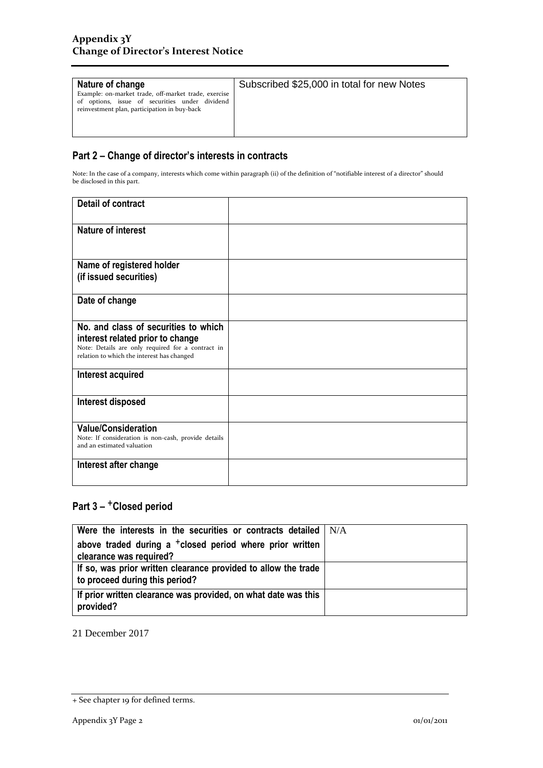| | |
|---|---|
| **Nature of change**<br>Example: on-market trade, off-market trade, exercise of options, issue of securities under dividend reinvestment plan, participation in buy-back | Subscribed $25,000 in total for new Notes |

## Part 2 – Change of director's interests in contracts

Note: In the case of a company, interests which come within paragraph (ii) of the definition of "notifiable interest of a director" should be disclosed in this part.

| | |
|---|---|
| **Detail of contract** | |
| **Nature of interest** | |
| **Name of registered holder (if issued securities)** | |
| **Date of change** | |
| **No. and class of securities to which interest related prior to change**<br>Note: Details are only required for a contract in relation to which the interest has changed | |
| **Interest acquired** | |
| **Interest disposed** | |
| **Value/Consideration**<br>Note: If consideration is non-cash, provide details and an estimated valuation | |
| **Interest after change** | |

## Part 3 – +Closed period

| | |
|---|---|
| **Were the interests in the securities or contracts detailed above traded during a +closed period where prior written clearance was required?** | N/A |
| **If so, was prior written clearance provided to allow the trade to proceed during this period?** | |
| **If prior written clearance was provided, on what date was this provided?** | |

21 December 2017

+ See chapter 19 for defined terms.